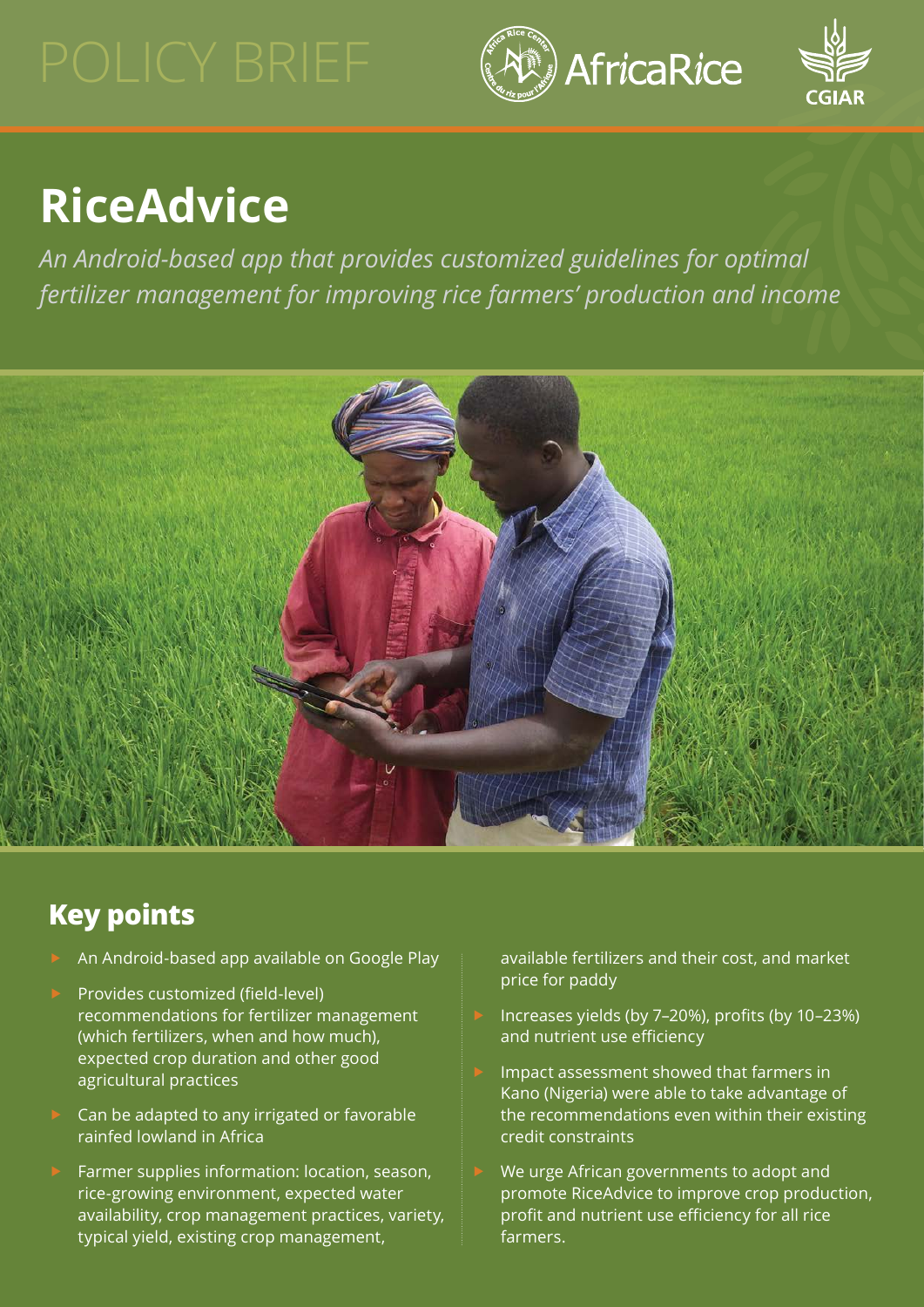POLICY BRIEF

# RiceAdvice

*An Android-based app that provides customized guidelines for optimal fertilizer management for improving rice farmers' production and income*

## Key points

- An Android-based app available on Google Play
- Provides customized (field-level) recommendations for fertilizer management (which fertilizers, when and how much), expected crop duration and other good agricultural practices
- Can be adapted to any irrigated or favorable rainfed lowland in Africa
- Farmer supplies information: location, season, rice-growing environment, expected water availability, crop management practices, variety, typical yield, existing crop management, available fertilizers and their cost, and market price for paddy
- Increases yields (by 7–20%), profits (by 10–23%) and nutrient use efficiency
- Impact assessment showed that farmers in Kano (Nigeria) were able to take advantage of the recommendations even within their existing credit constraints
- We urge African governments to adopt and promote RiceAdvice to improve crop production, profit and nutrient use efficiency for all rice farmers.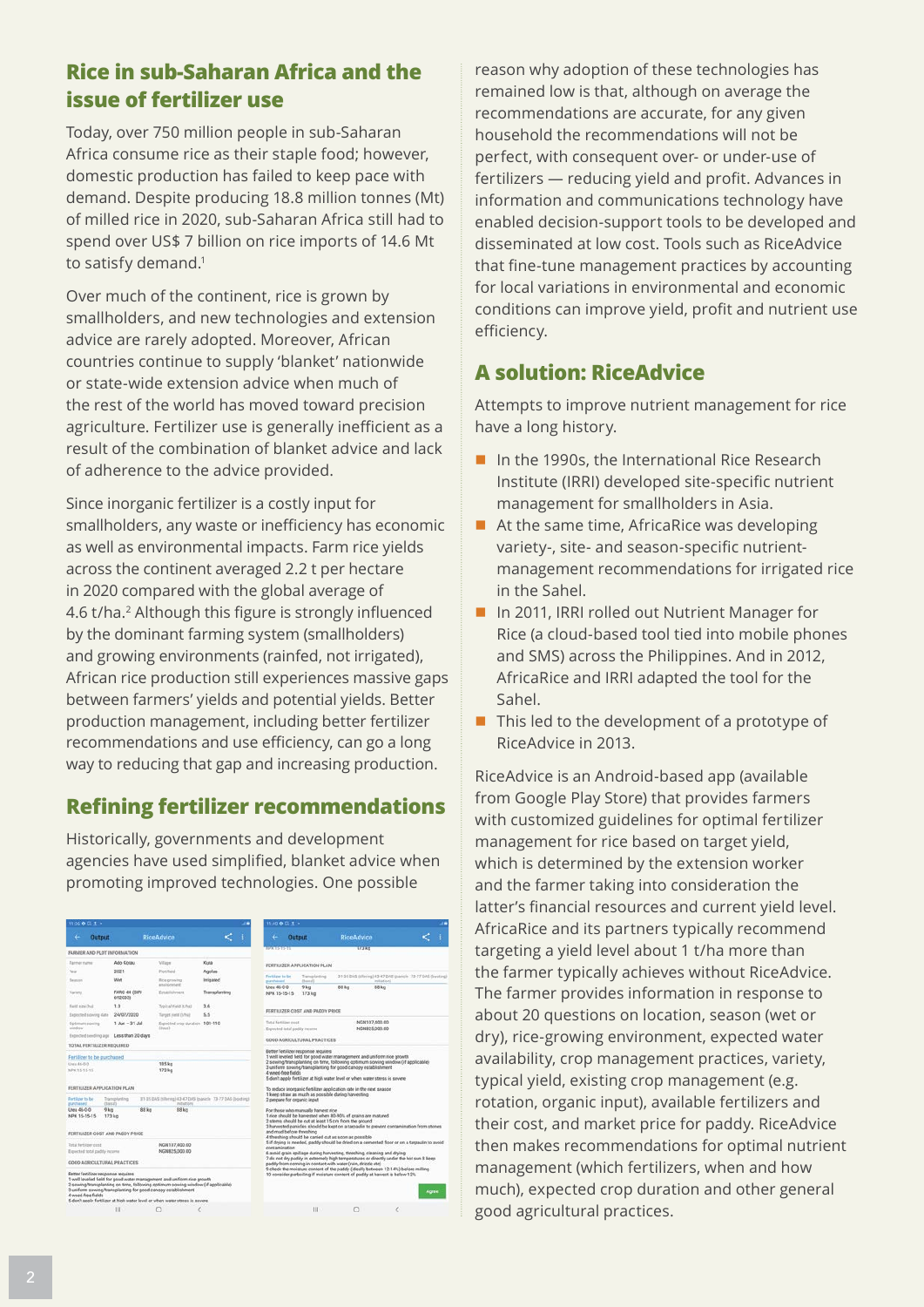## Rice in sub-Saharan Africa and the issue of fertilizer use

Today, over 750 million people in sub-Saharan Africa consume rice as their staple food; however, domestic production has failed to keep pace with demand. Despite producing 18.8 million tonnes (Mt) of milled rice in 2020, sub-Saharan Africa still had to spend over US$ 7 billion on rice imports of 14.6 Mt to satisfy demand.[1]

Over much of the continent, rice is grown by smallholders, and new technologies and extension advice are rarely adopted. Moreover, African countries continue to supply 'blanket' nationwide or state-wide extension advice when much of the rest of the world has moved toward precision agriculture. Fertilizer use is generally inefficient as a result of the combination of blanket advice and lack of adherence to the advice provided.

Since inorganic fertilizer is a costly input for smallholders, any waste or inefficiency has economic as well as environmental impacts. Farm rice yields across the continent averaged 2.2 t per hectare in 2020 compared with the global average of 4.6 t/ha.[2] Although this figure is strongly influenced by the dominant farming system (smallholders) and growing environments (rainfed, not irrigated), African rice production still experiences massive gaps between farmers' yields and potential yields. Better production management, including better fertilizer recommendations and use efficiency, can go a long way to reducing that gap and increasing production.

## Refining fertilizer recommendations

Historically, governments and development agencies have used simplified, blanket advice when promoting improved technologies. One possible reason why adoption of these technologies has remained low is that, although on average the recommendations are accurate, for any given household the recommendations will not be perfect, with consequent over- or under-use of fertilizers — reducing yield and profit. Advances in information and communications technology have enabled decision-support tools to be developed and disseminated at low cost. Tools such as RiceAdvice that fine-tune management practices by accounting for local variations in environmental and economic conditions can improve yield, profit and nutrient use efficiency.

## A solution: RiceAdvice

Attempts to improve nutrient management for rice have a long history.

- In the 1990s, the International Rice Research Institute (IRRI) developed site-specific nutrient management for smallholders in Asia.
- At the same time, AfricaRice was developing variety-, site- and season-specific nutrient-management recommendations for irrigated rice in the Sahel.
- In 2011, IRRI rolled out Nutrient Manager for Rice (a cloud-based tool tied into mobile phones and SMS) across the Philippines. And in 2012, AfricaRice and IRRI adapted the tool for the Sahel.
- This led to the development of a prototype of RiceAdvice in 2013.

RiceAdvice is an Android-based app (available from Google Play Store) that provides farmers with customized guidelines for optimal fertilizer management for rice based on target yield, which is determined by the extension worker and the farmer taking into consideration the latter's financial resources and current yield level. AfricaRice and its partners typically recommend targeting a yield level about 1 t/ha more than the farmer typically achieves without RiceAdvice. The farmer provides information in response to about 20 questions on location, season (wet or dry), rice-growing environment, expected water availability, crop management practices, variety, typical yield, existing crop management (e.g. rotation, organic input), available fertilizers and their cost, and market price for paddy. RiceAdvice then makes recommendations for optimal nutrient management (which fertilizers, when and how much), expected crop duration and other general good agricultural practices.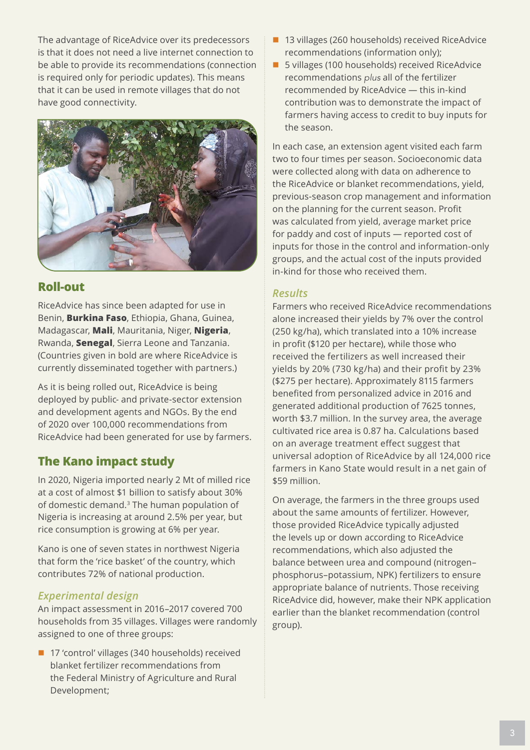The advantage of RiceAdvice over its predecessors is that it does not need a live internet connection to be able to provide its recommendations (connection is required only for periodic updates). This means that it can be used in remote villages that do not have good connectivity.

## Roll-out

RiceAdvice has since been adapted for use in Benin, **Burkina Faso**, Ethiopia, Ghana, Guinea, Madagascar, **Mali**, Mauritania, Niger, **Nigeria**, Rwanda, **Senegal**, Sierra Leone and Tanzania. (Countries given in bold are where RiceAdvice is currently disseminated together with partners.)

As it is being rolled out, RiceAdvice is being deployed by public- and private-sector extension and development agents and NGOs. By the end of 2020 over 100,000 recommendations from RiceAdvice had been generated for use by farmers.

## The Kano impact study

In 2020, Nigeria imported nearly 2 Mt of milled rice at a cost of almost $1 billion to satisfy about 30% of domestic demand.[3] The human population of Nigeria is increasing at around 2.5% per year, but rice consumption is growing at 6% per year.

Kano is one of seven states in northwest Nigeria that form the 'rice basket' of the country, which contributes 72% of national production.

### *Experimental design*

An impact assessment in 2016–2017 covered 700 households from 35 villages. Villages were randomly assigned to one of three groups:

- 17 'control' villages (340 households) received blanket fertilizer recommendations from the Federal Ministry of Agriculture and Rural Development;
- 13 villages (260 households) received RiceAdvice recommendations (information only);
- 5 villages (100 households) received RiceAdvice recommendations *plus* all of the fertilizer recommended by RiceAdvice — this in-kind contribution was to demonstrate the impact of farmers having access to credit to buy inputs for the season.

In each case, an extension agent visited each farm two to four times per season. Socioeconomic data were collected along with data on adherence to the RiceAdvice or blanket recommendations, yield, previous-season crop management and information on the planning for the current season. Profit was calculated from yield, average market price for paddy and cost of inputs — reported cost of inputs for those in the control and information-only groups, and the actual cost of the inputs provided in-kind for those who received them.

### *Results*

Farmers who received RiceAdvice recommendations alone increased their yields by 7% over the control (250 kg/ha), which translated into a 10% increase in profit ($120 per hectare), while those who received the fertilizers as well increased their yields by 20% (730 kg/ha) and their profit by 23% ($275 per hectare). Approximately 8115 farmers benefited from personalized advice in 2016 and generated additional production of 7625 tonnes, worth $3.7 million. In the survey area, the average cultivated rice area is 0.87 ha. Calculations based on an average treatment effect suggest that universal adoption of RiceAdvice by all 124,000 rice farmers in Kano State would result in a net gain of $59 million.

On average, the farmers in the three groups used about the same amounts of fertilizer. However, those provided RiceAdvice typically adjusted the levels up or down according to RiceAdvice recommendations, which also adjusted the balance between urea and compound (nitrogen–phosphorus–potassium, NPK) fertilizers to ensure appropriate balance of nutrients. Those receiving RiceAdvice did, however, make their NPK application earlier than the blanket recommendation (control group).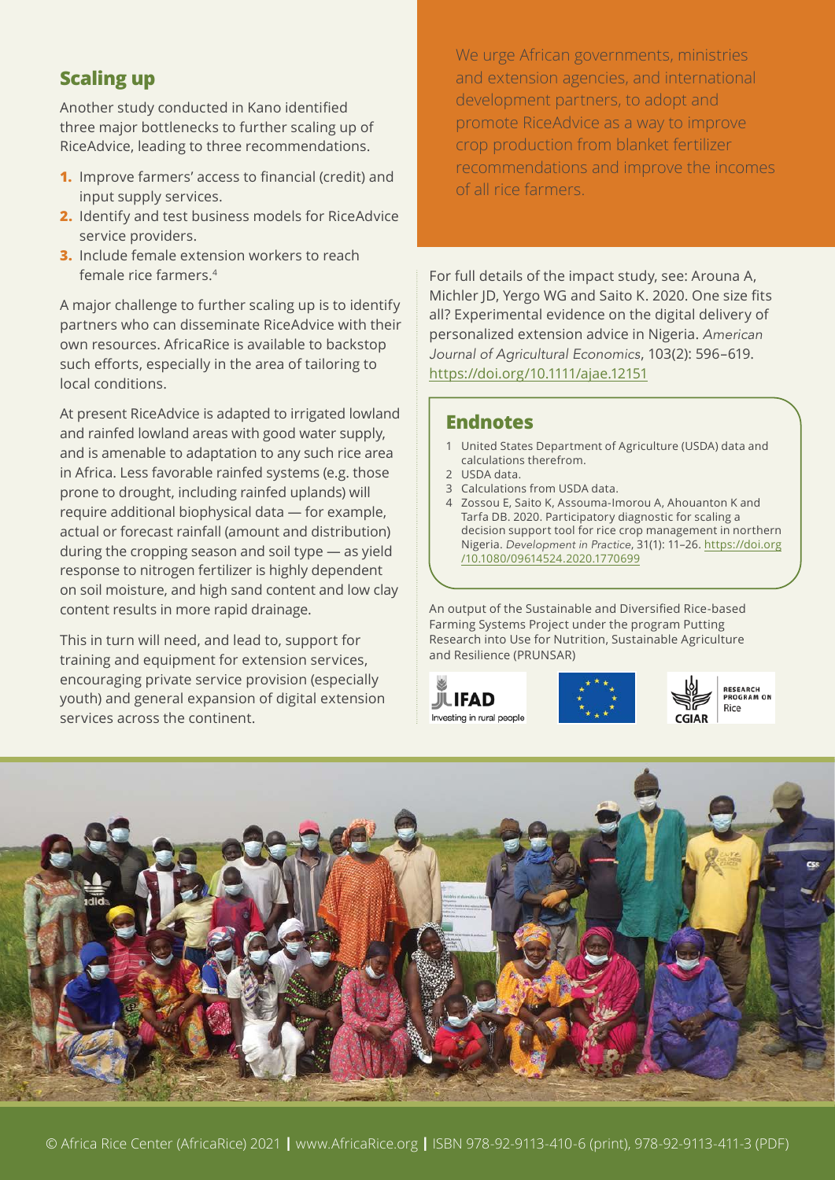## Scaling up

Another study conducted in Kano identified three major bottlenecks to further scaling up of RiceAdvice, leading to three recommendations.

1. Improve farmers' access to financial (credit) and input supply services.
2. Identify and test business models for RiceAdvice service providers.
3. Include female extension workers to reach female rice farmers.[4]

A major challenge to further scaling up is to identify partners who can disseminate RiceAdvice with their own resources. AfricaRice is available to backstop such efforts, especially in the area of tailoring to local conditions.

At present RiceAdvice is adapted to irrigated lowland and rainfed lowland areas with good water supply, and is amenable to adaptation to any such rice area in Africa. Less favorable rainfed systems (e.g. those prone to drought, including rainfed uplands) will require additional biophysical data — for example, actual or forecast rainfall (amount and distribution) during the cropping season and soil type — as yield response to nitrogen fertilizer is highly dependent on soil moisture, and high sand content and low clay content results in more rapid drainage.

This in turn will need, and lead to, support for training and equipment for extension services, encouraging private service provision (especially youth) and general expansion of digital extension services across the continent.

We urge African governments, ministries and extension agencies, and international development partners, to adopt and promote RiceAdvice as a way to improve crop production from blanket fertilizer recommendations and improve the incomes of all rice farmers.

For full details of the impact study, see: Arouna A, Michler JD, Yergo WG and Saito K. 2020. One size fits all? Experimental evidence on the digital delivery of personalized extension advice in Nigeria. *American Journal of Agricultural Economics*, 103(2): 596–619. https://doi.org/10.1111/ajae.12151

## Endnotes

1 United States Department of Agriculture (USDA) data and calculations therefrom.
2 USDA data.
3 Calculations from USDA data.
4 Zossou E, Saito K, Assouma-Imorou A, Ahouanton K and Tarfa DB. 2020. Participatory diagnostic for scaling a decision support tool for rice crop management in northern Nigeria. *Development in Practice*, 31(1): 11–26. https://doi.org/10.1080/09614524.2020.1770699

An output of the Sustainable and Diversified Rice-based Farming Systems Project under the program Putting Research into Use for Nutrition, Sustainable Agriculture and Resilience (PRUNSAR)

IFAD Investing in rural people

CGIAR RESEARCH PROGRAM ON Rice

© Africa Rice Center (AfricaRice) 2021 | www.AfricaRice.org | ISBN 978-92-9113-410-6 (print), 978-92-9113-411-3 (PDF)